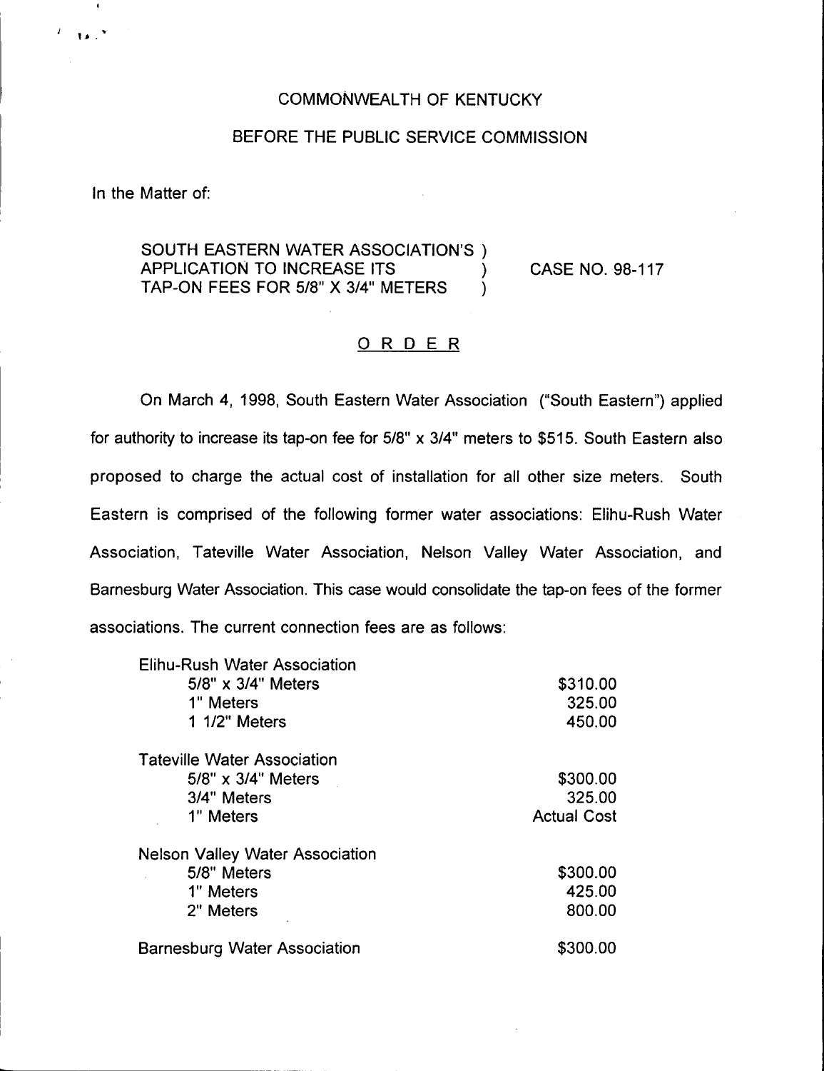COMMONWEALTH OF KENTUCKY

BEFORE THE PUBLIC SERVICE COMMISSION

In the Matter of:

SOUTH EASTERN WATER ASSOCIATION'S ) APPLICATION TO INCREASE ITS ) TAP-ON FEES FOR 5/8" X 3/4" METERS ) CASE NO. 98-117

# ORDER

On March 4, 1998, South Eastern Water Association ("South Eastern") applied for authority to increase its tap-on fee for 5/8" x 3/4" meters to $515. South Eastern also proposed to charge the actual cost of installation for all other size meters. South Eastern is comprised of the following former water associations: Elihu-Rush Water Association, Tateville Water Association, Nelson Valley Water Association, and Barnesburg Water Association. This case would consolidate the tap-on fees of the former associations. The current connection fees are as follows:

| | |
|---|---|
| Elihu-Rush Water Association | |
| 5/8" x 3/4" Meters | $310.00 |
| 1" Meters | 325.00 |
| 1 1/2" Meters | 450.00 |
| Tateville Water Association | |
| 5/8" x 3/4" Meters | $300.00 |
| 3/4" Meters | 325.00 |
| 1" Meters | Actual Cost |
| Nelson Valley Water Association | |
| 5/8" Meters | $300.00 |
| 1" Meters | 425.00 |
| 2" Meters | 800.00 |
| Barnesburg Water Association | $300.00 |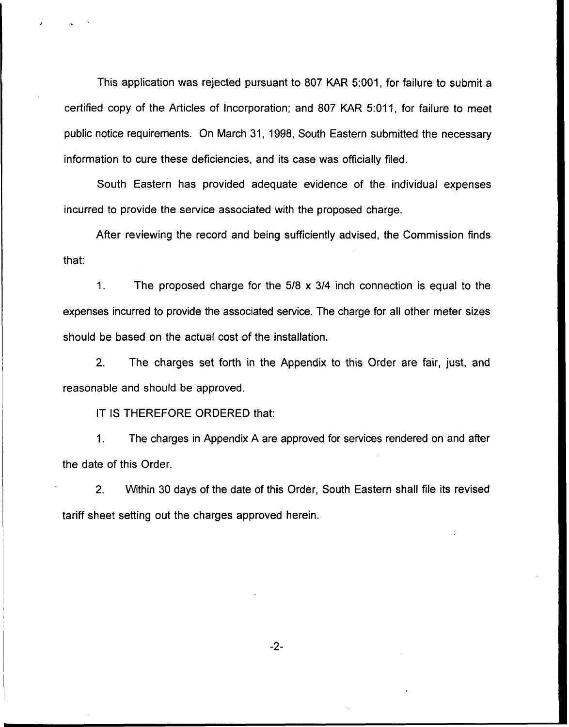This application was rejected pursuant to 807 KAR 5:001, for failure to submit a certified copy of the Articles of Incorporation; and 807 KAR 5:011, for failure to meet public notice requirements. On March 31, 1998, South Eastern submitted the necessary information to cure these deficiencies, and its case was officially filed.

South Eastern has provided adequate evidence of the individual expenses incurred to provide the service associated with the proposed charge.

After reviewing the record and being sufficiently advised, the Commission finds that:

1. The proposed charge for the 5/8 x 3/4 inch connection is equal to the expenses incurred to provide the associated service. The charge for all other meter sizes should be based on the actual cost of the installation.

2. The charges set forth in the Appendix to this Order are fair, just, and reasonable and should be approved.

IT IS THEREFORE ORDERED that:

1. The charges in Appendix A are approved for services rendered on and after the date of this Order.

2. Within 30 days of the date of this Order, South Eastern shall file its revised tariff sheet setting out the charges approved herein.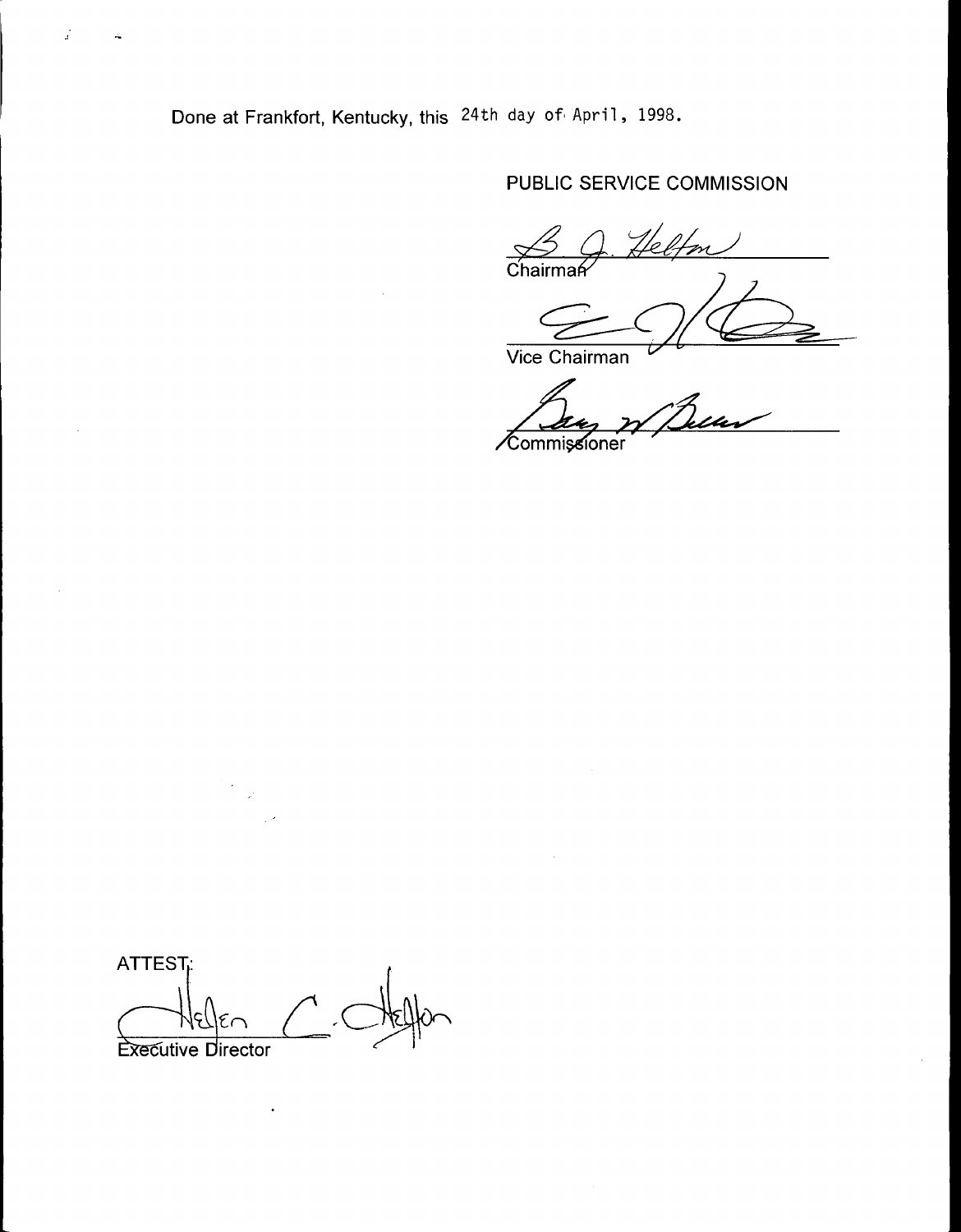Done at Frankfort, Kentucky, this 24th day of April, 1998.

PUBLIC SERVICE COMMISSION

B. J. Helton
Chairman

Vice Chairman

Commissioner

ATTEST:

Helen C. Helton
Executive Director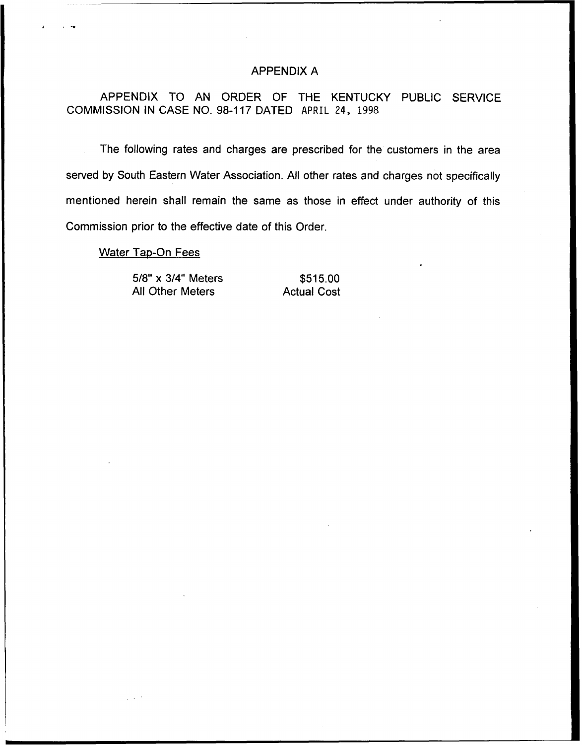# APPENDIX A

APPENDIX TO AN ORDER OF THE KENTUCKY PUBLIC SERVICE COMMISSION IN CASE NO. 98-117 DATED APRIL 24, 1998

The following rates and charges are prescribed for the customers in the area served by South Eastern Water Association. All other rates and charges not specifically mentioned herein shall remain the same as those in effect under authority of this Commission prior to the effective date of this Order.

Water Tap-On Fees

| | |
|---|---|
| 5/8" x 3/4" Meters | $515.00 |
| All Other Meters | Actual Cost |